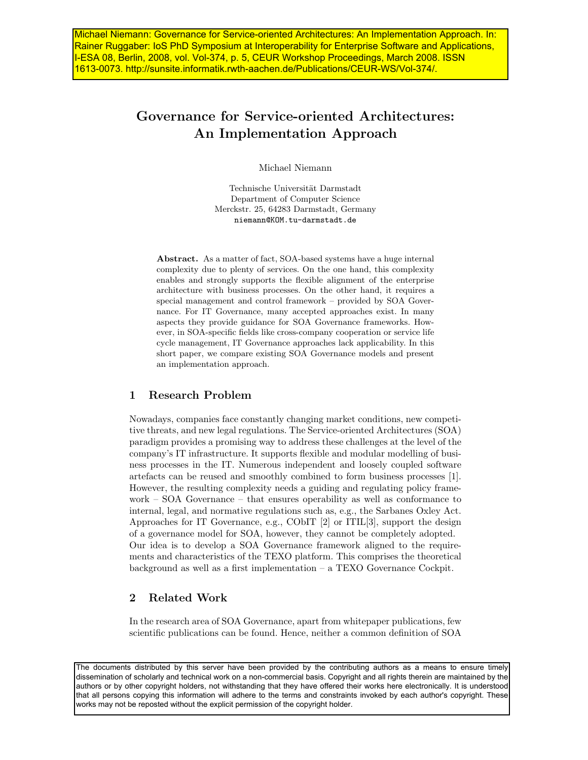Michael Niemann: Governance for Service-oriented Architectures: An Implementation Approach. In: Rainer Ruggaber: IoS PhD Symposium at Interoperability for Enterprise Software and Applications, I-ESA 08, Berlin, 2008, vol. Vol-374, p. 5, CEUR Workshop Proceedings, March 2008. ISSN 1613-0073. http://sunsite.informatik.rwth-aachen.de/Publications/CEUR-WS/Vol-374/.

# Governance for Service-oriented Architectures: An Implementation Approach

Michael Niemann

Technische Universität Darmstadt
Department of Computer Science
Merckstr. 25, 64283 Darmstadt, Germany
niemann@KOM.tu-darmstadt.de

**Abstract.** As a matter of fact, SOA-based systems have a huge internal complexity due to plenty of services. On the one hand, this complexity enables and strongly supports the flexible alignment of the enterprise architecture with business processes. On the other hand, it requires a special management and control framework – provided by SOA Governance. For IT Governance, many accepted approaches exist. In many aspects they provide guidance for SOA Governance frameworks. However, in SOA-specific fields like cross-company cooperation or service life cycle management, IT Governance approaches lack applicability. In this short paper, we compare existing SOA Governance models and present an implementation approach.

## 1 Research Problem

Nowadays, companies face constantly changing market conditions, new competitive threats, and new legal regulations. The Service-oriented Architectures (SOA) paradigm provides a promising way to address these challenges at the level of the company's IT infrastructure. It supports flexible and modular modelling of business processes in the IT. Numerous independent and loosely coupled software artefacts can be reused and smoothly combined to form business processes [1]. However, the resulting complexity needs a guiding and regulating policy framework – SOA Governance – that ensures operability as well as conformance to internal, legal, and normative regulations such as, e.g., the Sarbanes Oxley Act. Approaches for IT Governance, e.g., CObIT [2] or ITIL[3], support the design of a governance model for SOA, however, they cannot be completely adopted. Our idea is to develop a SOA Governance framework aligned to the requirements and characteristics of the TEXO platform. This comprises the theoretical background as well as a first implementation – a TEXO Governance Cockpit.

## 2 Related Work

In the research area of SOA Governance, apart from whitepaper publications, few scientific publications can be found. Hence, neither a common definition of SOA

The documents distributed by this server have been provided by the contributing authors as a means to ensure timely dissemination of scholarly and technical work on a non-commercial basis. Copyright and all rights therein are maintained by the authors or by other copyright holders, not withstanding that they have offered their works here electronically. It is understood that all persons copying this information will adhere to the terms and constraints invoked by each author's copyright. These works may not be reposted without the explicit permission of the copyright holder.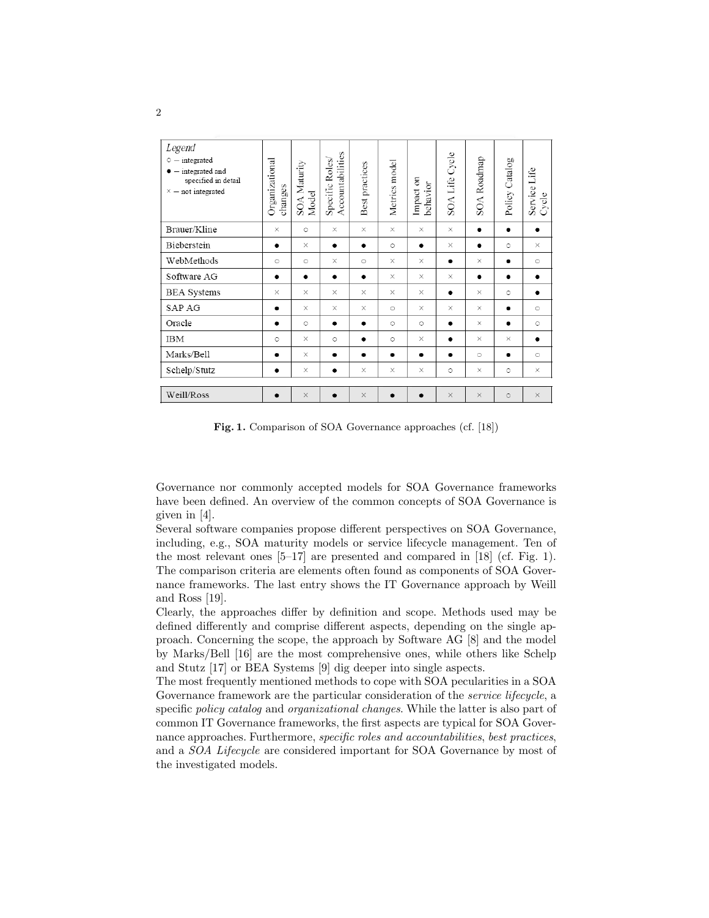| Legend<br>○ – integrated<br>● – integrated and specified in detail<br>× – not integrated | Organizational changes | SOA Maturity Model | Specific Roles/ Accountabilities | Best practices | Metrics model | Impact on behavior | SOA Life Cycle | SOA Roadmap | Policy Catalog | Service Life Cycle |
|---|---|---|---|---|---|---|---|---|---|---|
| Brauer/Kline | × | ○ | × | × | × | × | × | ● | ● | ● |
| Bieberstein | ● | × | ● | ● | ○ | ● | × | ● | ○ | × |
| WebMethods | ○ | ○ | × | ○ | × | × | ● | × | ● | ○ |
| Software AG | ● | ● | ● | ● | × | × | × | ● | ● | ● |
| BEA Systems | × | × | × | × | × | × | ● | × | ○ | ● |
| SAP AG | ● | × | × | × | ○ | × | × | × | ● | ○ |
| Oracle | ● | ○ | ● | ● | ○ | ○ | ● | × | ● | ○ |
| IBM | ○ | × | ○ | ● | ○ | × | ● | × | × | ● |
| Marks/Bell | ● | × | ● | ● | ● | ● | ● | ○ | ● | ○ |
| Schelp/Stutz | ● | × | ● | × | × | × | ○ | × | ○ | × |
| Weill/Ross | ● | × | ● | × | ● | ● | × | × | ○ | × |

**Fig. 1.** Comparison of SOA Governance approaches (cf. [18])

Governance nor commonly accepted models for SOA Governance frameworks have been defined. An overview of the common concepts of SOA Governance is given in [4].

Several software companies propose different perspectives on SOA Governance, including, e.g., SOA maturity models or service lifecycle management. Ten of the most relevant ones [5–17] are presented and compared in [18] (cf. Fig. 1). The comparison criteria are elements often found as components of SOA Governance frameworks. The last entry shows the IT Governance approach by Weill and Ross [19].

Clearly, the approaches differ by definition and scope. Methods used may be defined differently and comprise different aspects, depending on the single approach. Concerning the scope, the approach by Software AG [8] and the model by Marks/Bell [16] are the most comprehensive ones, while others like Schelp and Stutz [17] or BEA Systems [9] dig deeper into single aspects.

The most frequently mentioned methods to cope with SOA pecularities in a SOA Governance framework are the particular consideration of the *service lifecycle*, a specific *policy catalog* and *organizational changes*. While the latter is also part of common IT Governance frameworks, the first aspects are typical for SOA Governance approaches. Furthermore, *specific roles and accountabilities*, *best practices*, and a *SOA Lifecycle* are considered important for SOA Governance by most of the investigated models.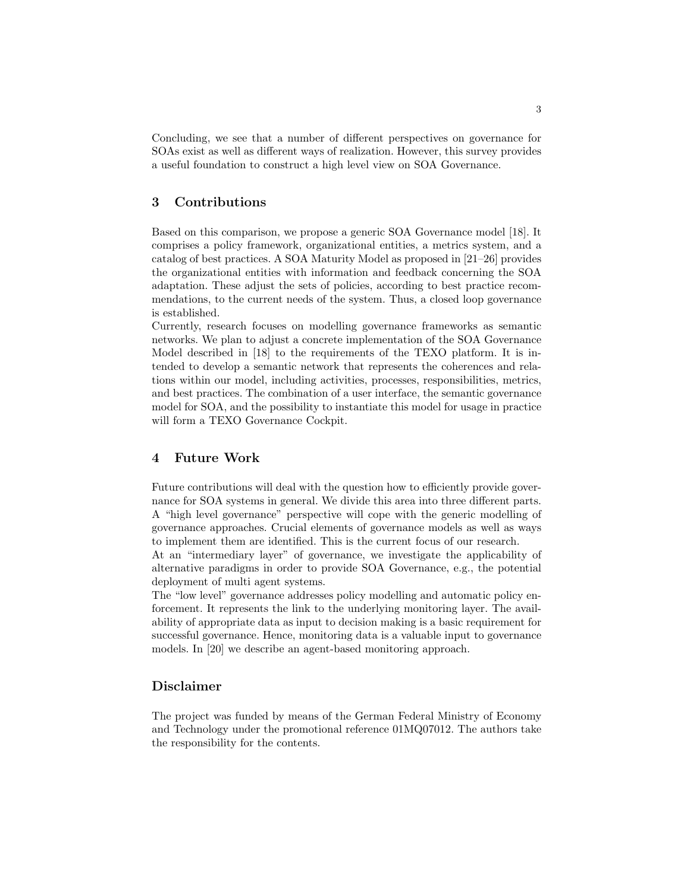Concluding, we see that a number of different perspectives on governance for SOAs exist as well as different ways of realization. However, this survey provides a useful foundation to construct a high level view on SOA Governance.

## 3 Contributions

Based on this comparison, we propose a generic SOA Governance model [18]. It comprises a policy framework, organizational entities, a metrics system, and a catalog of best practices. A SOA Maturity Model as proposed in [21–26] provides the organizational entities with information and feedback concerning the SOA adaptation. These adjust the sets of policies, according to best practice recommendations, to the current needs of the system. Thus, a closed loop governance is established.

Currently, research focuses on modelling governance frameworks as semantic networks. We plan to adjust a concrete implementation of the SOA Governance Model described in [18] to the requirements of the TEXO platform. It is intended to develop a semantic network that represents the coherences and relations within our model, including activities, processes, responsibilities, metrics, and best practices. The combination of a user interface, the semantic governance model for SOA, and the possibility to instantiate this model for usage in practice will form a TEXO Governance Cockpit.

## 4 Future Work

Future contributions will deal with the question how to efficiently provide governance for SOA systems in general. We divide this area into three different parts. A "high level governance" perspective will cope with the generic modelling of governance approaches. Crucial elements of governance models as well as ways to implement them are identified. This is the current focus of our research.

At an "intermediary layer" of governance, we investigate the applicability of alternative paradigms in order to provide SOA Governance, e.g., the potential deployment of multi agent systems.

The "low level" governance addresses policy modelling and automatic policy enforcement. It represents the link to the underlying monitoring layer. The availability of appropriate data as input to decision making is a basic requirement for successful governance. Hence, monitoring data is a valuable input to governance models. In [20] we describe an agent-based monitoring approach.

## Disclaimer

The project was funded by means of the German Federal Ministry of Economy and Technology under the promotional reference 01MQ07012. The authors take the responsibility for the contents.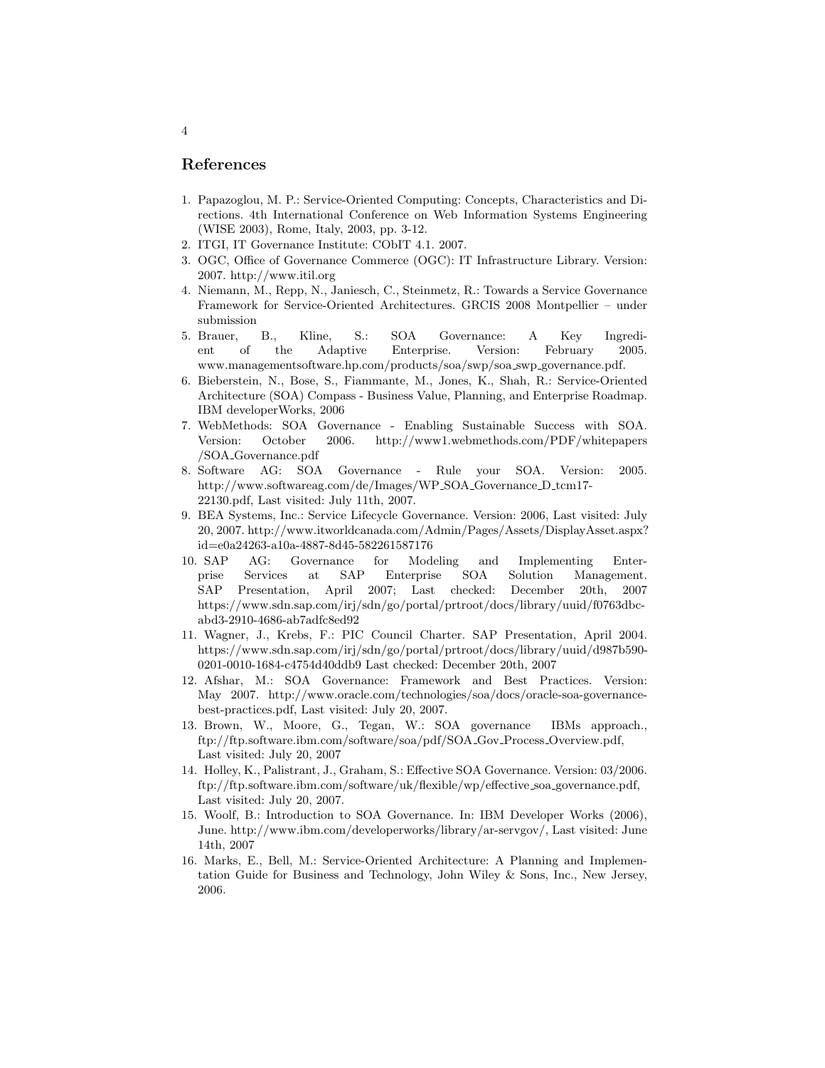## References

1. Papazoglou, M. P.: Service-Oriented Computing: Concepts, Characteristics and Directions. 4th International Conference on Web Information Systems Engineering (WISE 2003), Rome, Italy, 2003, pp. 3-12.
2. ITGI, IT Governance Institute: CObIT 4.1. 2007.
3. OGC, Office of Governance Commerce (OGC): IT Infrastructure Library. Version: 2007. http://www.itil.org
4. Niemann, M., Repp, N., Janiesch, C., Steinmetz, R.: Towards a Service Governance Framework for Service-Oriented Architectures. GRCIS 2008 Montpellier – under submission
5. Brauer, B., Kline, S.: SOA Governance: A Key Ingredient of the Adaptive Enterprise. Version: February 2005. www.managementsoftware.hp.com/products/soa/swp/soa_swp_governance.pdf.
6. Bieberstein, N., Bose, S., Fiammante, M., Jones, K., Shah, R.: Service-Oriented Architecture (SOA) Compass - Business Value, Planning, and Enterprise Roadmap. IBM developerWorks, 2006
7. WebMethods: SOA Governance - Enabling Sustainable Success with SOA. Version: October 2006. http://www1.webmethods.com/PDF/whitepapers/SOA_Governance.pdf
8. Software AG: SOA Governance - Rule your SOA. Version: 2005. http://www.softwareag.com/de/Images/WP_SOA_Governance_D_tcm17-22130.pdf, Last visited: July 11th, 2007.
9. BEA Systems, Inc.: Service Lifecycle Governance. Version: 2006, Last visited: July 20, 2007. http://www.itworldcanada.com/Admin/Pages/Assets/DisplayAsset.aspx?id=e0a24263-a10a-4887-8d45-582261587176
10. SAP AG: Governance for Modeling and Implementing Enterprise Services at SAP Enterprise SOA Solution Management. SAP Presentation, April 2007; Last checked: December 20th, 2007 https://www.sdn.sap.com/irj/sdn/go/portal/prtroot/docs/library/uuid/f0763dbc-abd3-2910-4686-ab7adfc8ed92
11. Wagner, J., Krebs, F.: PIC Council Charter. SAP Presentation, April 2004. https://www.sdn.sap.com/irj/sdn/go/portal/prtroot/docs/library/uuid/d987b590-0201-0010-1684-c4754d40ddb9 Last checked: December 20th, 2007
12. Afshar, M.: SOA Governance: Framework and Best Practices. Version: May 2007. http://www.oracle.com/technologies/soa/docs/oracle-soa-governance-best-practices.pdf, Last visited: July 20, 2007.
13. Brown, W., Moore, G., Tegan, W.: SOA governance IBMs approach., ftp://ftp.software.ibm.com/software/soa/pdf/SOA_Gov_Process_Overview.pdf, Last visited: July 20, 2007
14. Holley, K., Palistrant, J., Graham, S.: Effective SOA Governance. Version: 03/2006. ftp://ftp.software.ibm.com/software/uk/flexible/wp/effective_soa_governance.pdf, Last visited: July 20, 2007.
15. Woolf, B.: Introduction to SOA Governance. In: IBM Developer Works (2006), June. http://www.ibm.com/developerworks/library/ar-servgov/, Last visited: June 14th, 2007
16. Marks, E., Bell, M.: Service-Oriented Architecture: A Planning and Implementation Guide for Business and Technology, John Wiley & Sons, Inc., New Jersey, 2006.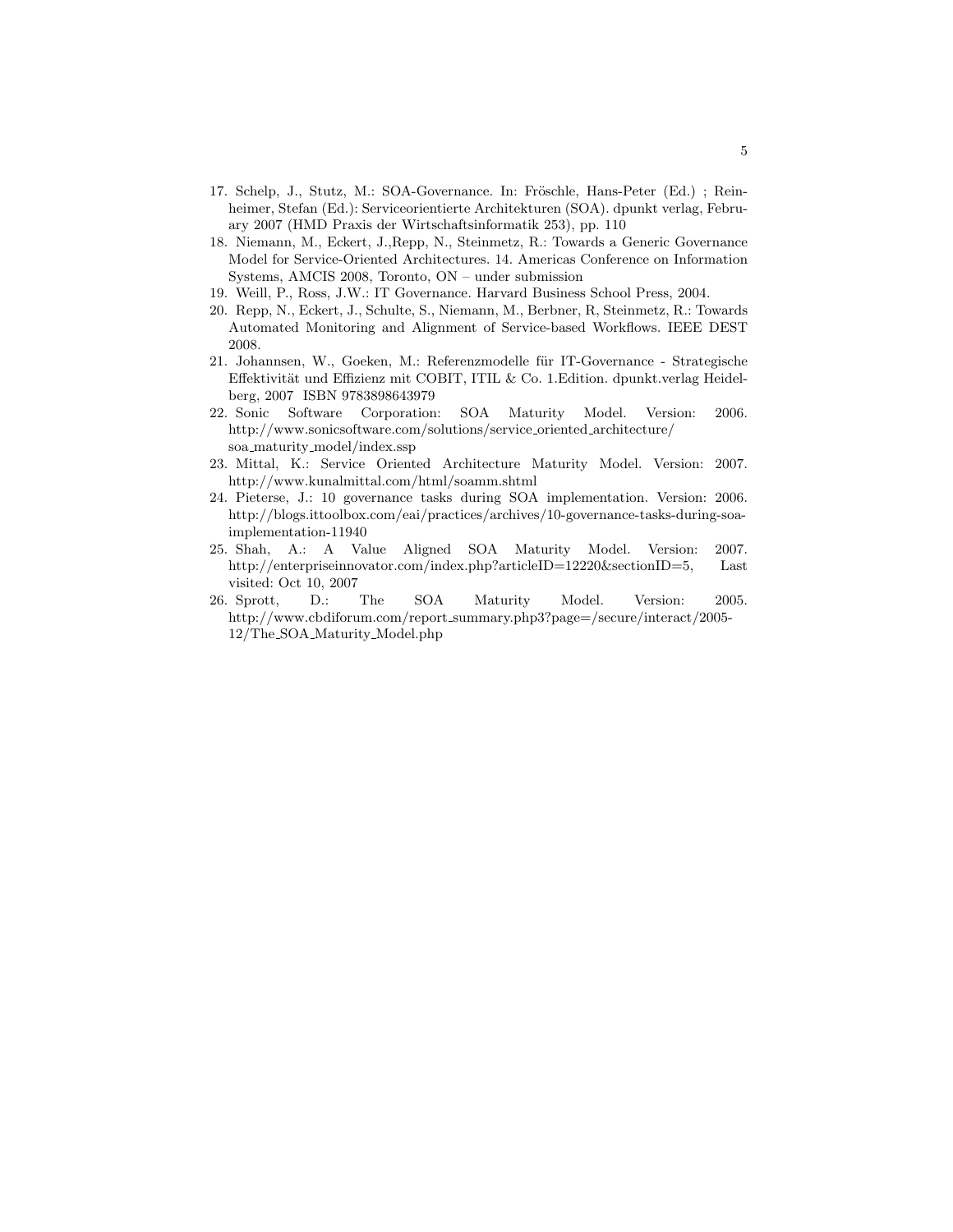17. Schelp, J., Stutz, M.: SOA-Governance. In: Fröschle, Hans-Peter (Ed.) ; Reinheimer, Stefan (Ed.): Serviceorientierte Architekturen (SOA). dpunkt verlag, February 2007 (HMD Praxis der Wirtschaftsinformatik 253), pp. 110
18. Niemann, M., Eckert, J.,Repp, N., Steinmetz, R.: Towards a Generic Governance Model for Service-Oriented Architectures. 14. Americas Conference on Information Systems, AMCIS 2008, Toronto, ON – under submission
19. Weill, P., Ross, J.W.: IT Governance. Harvard Business School Press, 2004.
20. Repp, N., Eckert, J., Schulte, S., Niemann, M., Berbner, R, Steinmetz, R.: Towards Automated Monitoring and Alignment of Service-based Workflows. IEEE DEST 2008.
21. Johannsen, W., Goeken, M.: Referenzmodelle für IT-Governance - Strategische Effektivität und Effizienz mit COBIT, ITIL & Co. 1.Edition. dpunkt.verlag Heidelberg, 2007 ISBN 9783898643979
22. Sonic Software Corporation: SOA Maturity Model. Version: 2006. http://www.sonicsoftware.com/solutions/service_oriented_architecture/soa_maturity_model/index.ssp
23. Mittal, K.: Service Oriented Architecture Maturity Model. Version: 2007. http://www.kunalmittal.com/html/soamm.shtml
24. Pieterse, J.: 10 governance tasks during SOA implementation. Version: 2006. http://blogs.ittoolbox.com/eai/practices/archives/10-governance-tasks-during-soa-implementation-11940
25. Shah, A.: A Value Aligned SOA Maturity Model. Version: 2007. http://enterpriseinnovator.com/index.php?articleID=12220&sectionID=5, Last visited: Oct 10, 2007
26. Sprott, D.: The SOA Maturity Model. Version: 2005. http://www.cbdiforum.com/report_summary.php3?page=/secure/interact/2005-12/The_SOA_Maturity_Model.php